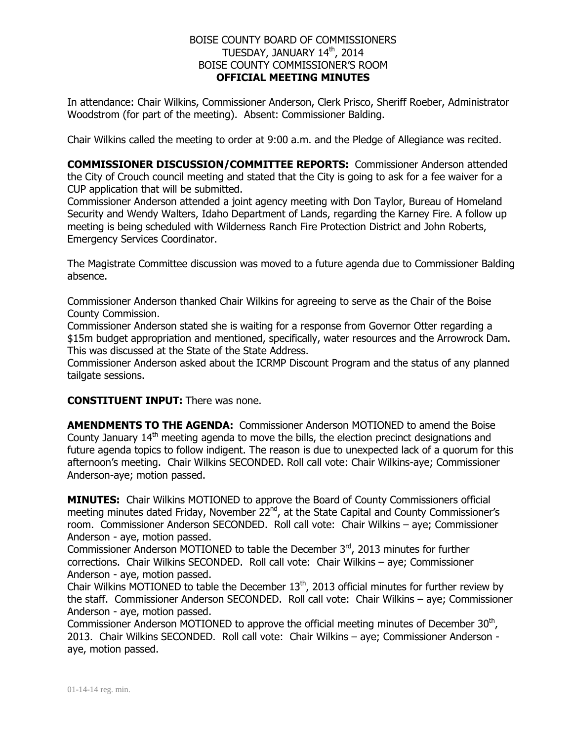BOISE COUNTY BOARD OF COMMISSIONERS
TUESDAY, JANUARY 14th, 2014
BOISE COUNTY COMMISSIONER'S ROOM
**OFFICIAL MEETING MINUTES**

In attendance: Chair Wilkins, Commissioner Anderson, Clerk Prisco, Sheriff Roeber, Administrator Woodstrom (for part of the meeting). Absent: Commissioner Balding.

Chair Wilkins called the meeting to order at 9:00 a.m. and the Pledge of Allegiance was recited.

**COMMISSIONER DISCUSSION/COMMITTEE REPORTS:** Commissioner Anderson attended the City of Crouch council meeting and stated that the City is going to ask for a fee waiver for a CUP application that will be submitted.
Commissioner Anderson attended a joint agency meeting with Don Taylor, Bureau of Homeland Security and Wendy Walters, Idaho Department of Lands, regarding the Karney Fire. A follow up meeting is being scheduled with Wilderness Ranch Fire Protection District and John Roberts, Emergency Services Coordinator.

The Magistrate Committee discussion was moved to a future agenda due to Commissioner Balding absence.

Commissioner Anderson thanked Chair Wilkins for agreeing to serve as the Chair of the Boise County Commission.
Commissioner Anderson stated she is waiting for a response from Governor Otter regarding a $15m budget appropriation and mentioned, specifically, water resources and the Arrowrock Dam. This was discussed at the State of the State Address.
Commissioner Anderson asked about the ICRMP Discount Program and the status of any planned tailgate sessions.

**CONSTITUENT INPUT:** There was none.

**AMENDMENTS TO THE AGENDA:** Commissioner Anderson MOTIONED to amend the Boise County January 14th meeting agenda to move the bills, the election precinct designations and future agenda topics to follow indigent. The reason is due to unexpected lack of a quorum for this afternoon's meeting. Chair Wilkins SECONDED. Roll call vote: Chair Wilkins-aye; Commissioner Anderson-aye; motion passed.

**MINUTES:** Chair Wilkins MOTIONED to approve the Board of County Commissioners official meeting minutes dated Friday, November 22nd, at the State Capital and County Commissioner's room. Commissioner Anderson SECONDED. Roll call vote: Chair Wilkins – aye; Commissioner Anderson - aye, motion passed.
Commissioner Anderson MOTIONED to table the December 3rd, 2013 minutes for further corrections. Chair Wilkins SECONDED. Roll call vote: Chair Wilkins – aye; Commissioner Anderson - aye, motion passed.
Chair Wilkins MOTIONED to table the December 13th, 2013 official minutes for further review by the staff. Commissioner Anderson SECONDED. Roll call vote: Chair Wilkins – aye; Commissioner Anderson - aye, motion passed.
Commissioner Anderson MOTIONED to approve the official meeting minutes of December 30th, 2013. Chair Wilkins SECONDED. Roll call vote: Chair Wilkins – aye; Commissioner Anderson - aye, motion passed.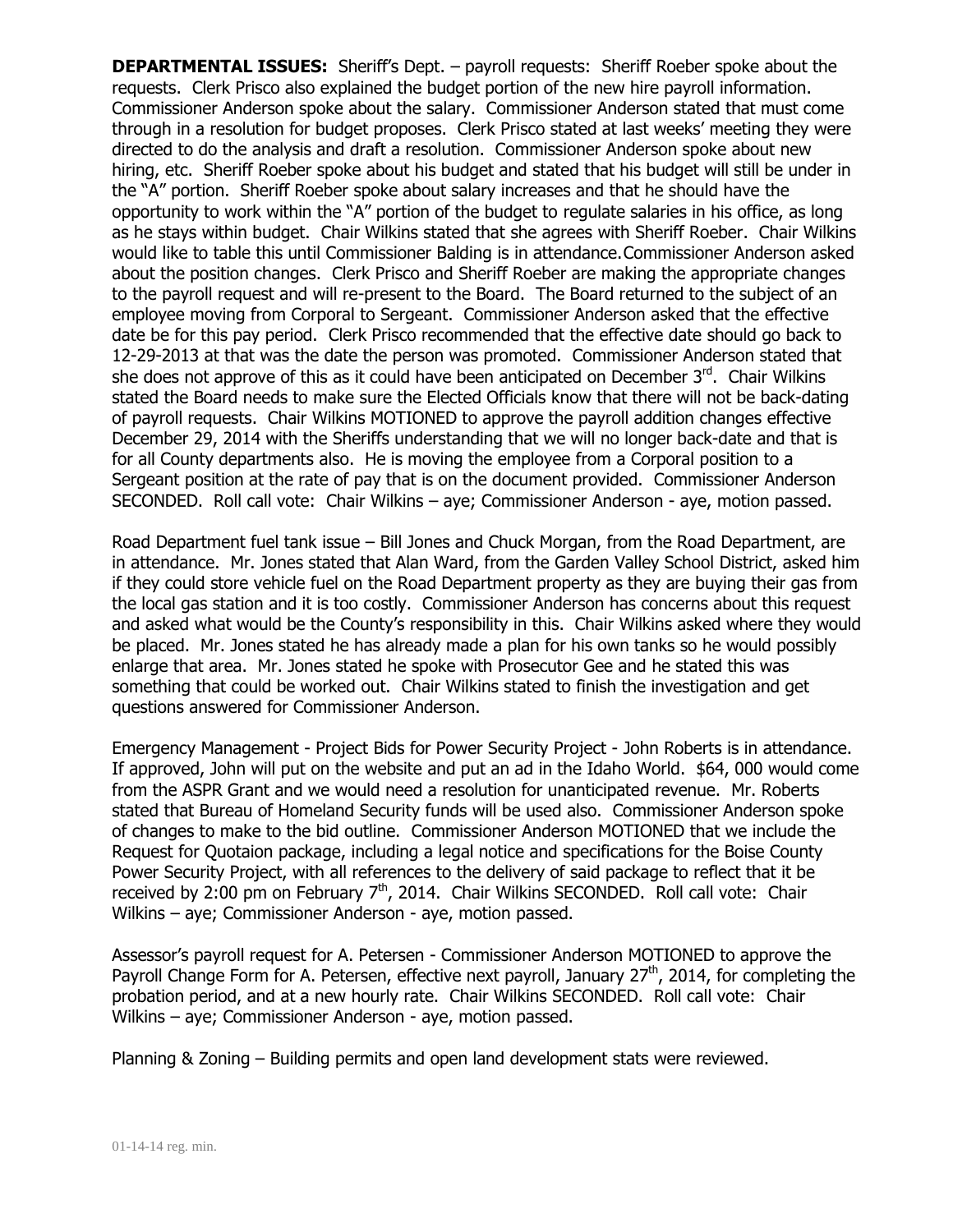**DEPARTMENTAL ISSUES:** Sheriff's Dept. – payroll requests: Sheriff Roeber spoke about the requests. Clerk Prisco also explained the budget portion of the new hire payroll information. Commissioner Anderson spoke about the salary. Commissioner Anderson stated that must come through in a resolution for budget proposes. Clerk Prisco stated at last weeks' meeting they were directed to do the analysis and draft a resolution. Commissioner Anderson spoke about new hiring, etc. Sheriff Roeber spoke about his budget and stated that his budget will still be under in the "A" portion. Sheriff Roeber spoke about salary increases and that he should have the opportunity to work within the "A" portion of the budget to regulate salaries in his office, as long as he stays within budget. Chair Wilkins stated that she agrees with Sheriff Roeber. Chair Wilkins would like to table this until Commissioner Balding is in attendance.Commissioner Anderson asked about the position changes. Clerk Prisco and Sheriff Roeber are making the appropriate changes to the payroll request and will re-present to the Board. The Board returned to the subject of an employee moving from Corporal to Sergeant. Commissioner Anderson asked that the effective date be for this pay period. Clerk Prisco recommended that the effective date should go back to 12-29-2013 at that was the date the person was promoted. Commissioner Anderson stated that she does not approve of this as it could have been anticipated on December 3rd. Chair Wilkins stated the Board needs to make sure the Elected Officials know that there will not be back-dating of payroll requests. Chair Wilkins MOTIONED to approve the payroll addition changes effective December 29, 2014 with the Sheriffs understanding that we will no longer back-date and that is for all County departments also. He is moving the employee from a Corporal position to a Sergeant position at the rate of pay that is on the document provided. Commissioner Anderson SECONDED. Roll call vote: Chair Wilkins – aye; Commissioner Anderson - aye, motion passed.

Road Department fuel tank issue – Bill Jones and Chuck Morgan, from the Road Department, are in attendance. Mr. Jones stated that Alan Ward, from the Garden Valley School District, asked him if they could store vehicle fuel on the Road Department property as they are buying their gas from the local gas station and it is too costly. Commissioner Anderson has concerns about this request and asked what would be the County's responsibility in this. Chair Wilkins asked where they would be placed. Mr. Jones stated he has already made a plan for his own tanks so he would possibly enlarge that area. Mr. Jones stated he spoke with Prosecutor Gee and he stated this was something that could be worked out. Chair Wilkins stated to finish the investigation and get questions answered for Commissioner Anderson.

Emergency Management - Project Bids for Power Security Project - John Roberts is in attendance. If approved, John will put on the website and put an ad in the Idaho World. \$64, 000 would come from the ASPR Grant and we would need a resolution for unanticipated revenue. Mr. Roberts stated that Bureau of Homeland Security funds will be used also. Commissioner Anderson spoke of changes to make to the bid outline. Commissioner Anderson MOTIONED that we include the Request for Quotaion package, including a legal notice and specifications for the Boise County Power Security Project, with all references to the delivery of said package to reflect that it be received by 2:00 pm on February 7th, 2014. Chair Wilkins SECONDED. Roll call vote: Chair Wilkins – aye; Commissioner Anderson - aye, motion passed.

Assessor's payroll request for A. Petersen - Commissioner Anderson MOTIONED to approve the Payroll Change Form for A. Petersen, effective next payroll, January 27th, 2014, for completing the probation period, and at a new hourly rate. Chair Wilkins SECONDED. Roll call vote: Chair Wilkins – aye; Commissioner Anderson - aye, motion passed.

Planning & Zoning – Building permits and open land development stats were reviewed.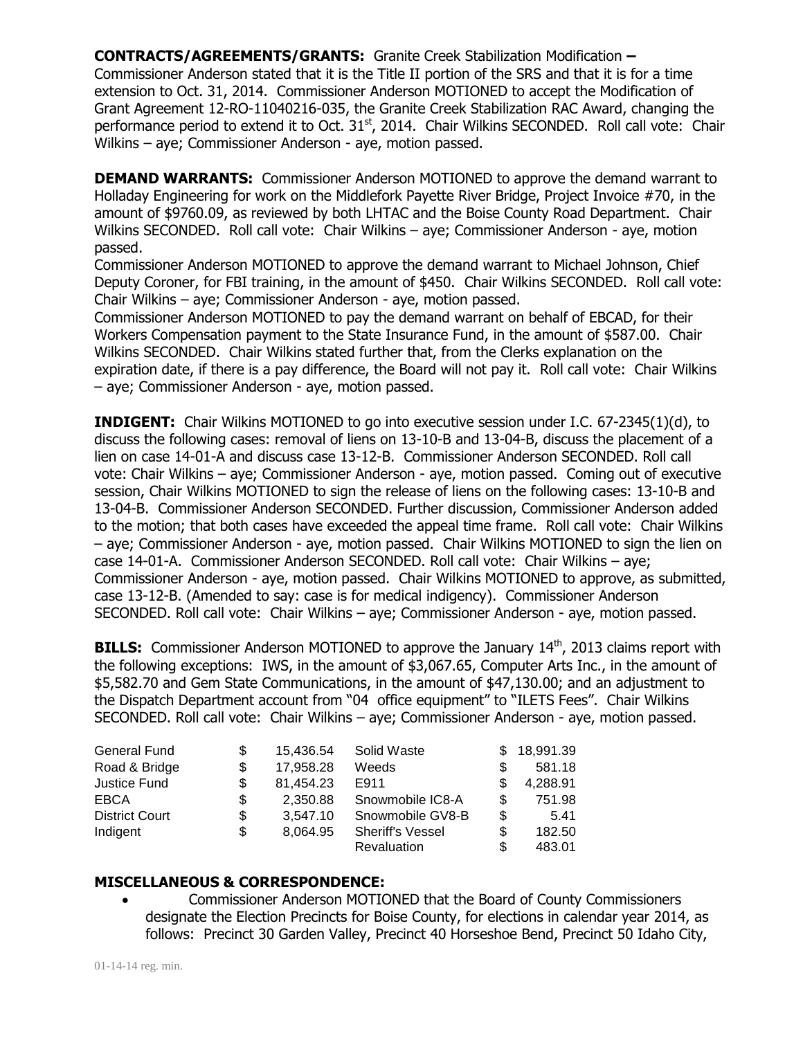**CONTRACTS/AGREEMENTS/GRANTS:** Granite Creek Stabilization Modification **–** Commissioner Anderson stated that it is the Title II portion of the SRS and that it is for a time extension to Oct. 31, 2014. Commissioner Anderson MOTIONED to accept the Modification of Grant Agreement 12-RO-11040216-035, the Granite Creek Stabilization RAC Award, changing the performance period to extend it to Oct. 31st, 2014. Chair Wilkins SECONDED. Roll call vote: Chair Wilkins – aye; Commissioner Anderson - aye, motion passed.

**DEMAND WARRANTS:** Commissioner Anderson MOTIONED to approve the demand warrant to Holladay Engineering for work on the Middlefork Payette River Bridge, Project Invoice #70, in the amount of $9760.09, as reviewed by both LHTAC and the Boise County Road Department. Chair Wilkins SECONDED. Roll call vote: Chair Wilkins – aye; Commissioner Anderson - aye, motion passed.

Commissioner Anderson MOTIONED to approve the demand warrant to Michael Johnson, Chief Deputy Coroner, for FBI training, in the amount of $450. Chair Wilkins SECONDED. Roll call vote: Chair Wilkins – aye; Commissioner Anderson - aye, motion passed.

Commissioner Anderson MOTIONED to pay the demand warrant on behalf of EBCAD, for their Workers Compensation payment to the State Insurance Fund, in the amount of $587.00. Chair Wilkins SECONDED. Chair Wilkins stated further that, from the Clerks explanation on the expiration date, if there is a pay difference, the Board will not pay it. Roll call vote: Chair Wilkins – aye; Commissioner Anderson - aye, motion passed.

**INDIGENT:** Chair Wilkins MOTIONED to go into executive session under I.C. 67-2345(1)(d), to discuss the following cases: removal of liens on 13-10-B and 13-04-B, discuss the placement of a lien on case 14-01-A and discuss case 13-12-B. Commissioner Anderson SECONDED. Roll call vote: Chair Wilkins – aye; Commissioner Anderson - aye, motion passed. Coming out of executive session, Chair Wilkins MOTIONED to sign the release of liens on the following cases: 13-10-B and 13-04-B. Commissioner Anderson SECONDED. Further discussion, Commissioner Anderson added to the motion; that both cases have exceeded the appeal time frame. Roll call vote: Chair Wilkins – aye; Commissioner Anderson - aye, motion passed. Chair Wilkins MOTIONED to sign the lien on case 14-01-A. Commissioner Anderson SECONDED. Roll call vote: Chair Wilkins – aye; Commissioner Anderson - aye, motion passed. Chair Wilkins MOTIONED to approve, as submitted, case 13-12-B. (Amended to say: case is for medical indigency). Commissioner Anderson SECONDED. Roll call vote: Chair Wilkins – aye; Commissioner Anderson - aye, motion passed.

**BILLS:** Commissioner Anderson MOTIONED to approve the January 14th, 2013 claims report with the following exceptions: IWS, in the amount of $3,067.65, Computer Arts Inc., in the amount of $5,582.70 and Gem State Communications, in the amount of $47,130.00; and an adjustment to the Dispatch Department account from "04 office equipment" to "ILETS Fees". Chair Wilkins SECONDED. Roll call vote: Chair Wilkins – aye; Commissioner Anderson - aye, motion passed.

| | | | | | |
|---|---|---|---|---|---|
| General Fund | $ | 15,436.54 | Solid Waste | $ | 18,991.39 |
| Road & Bridge | $ | 17,958.28 | Weeds | $ | 581.18 |
| Justice Fund | $ | 81,454.23 | E911 | $ | 4,288.91 |
| EBCA | $ | 2,350.88 | Snowmobile IC8-A | $ | 751.98 |
| District Court | $ | 3,547.10 | Snowmobile GV8-B | $ | 5.41 |
| Indigent | $ | 8,064.95 | Sheriff's Vessel | $ | 182.50 |
| | | | Revaluation | $ | 483.01 |

**MISCELLANEOUS & CORRESPONDENCE:**

- Commissioner Anderson MOTIONED that the Board of County Commissioners designate the Election Precincts for Boise County, for elections in calendar year 2014, as follows: Precinct 30 Garden Valley, Precinct 40 Horseshoe Bend, Precinct 50 Idaho City,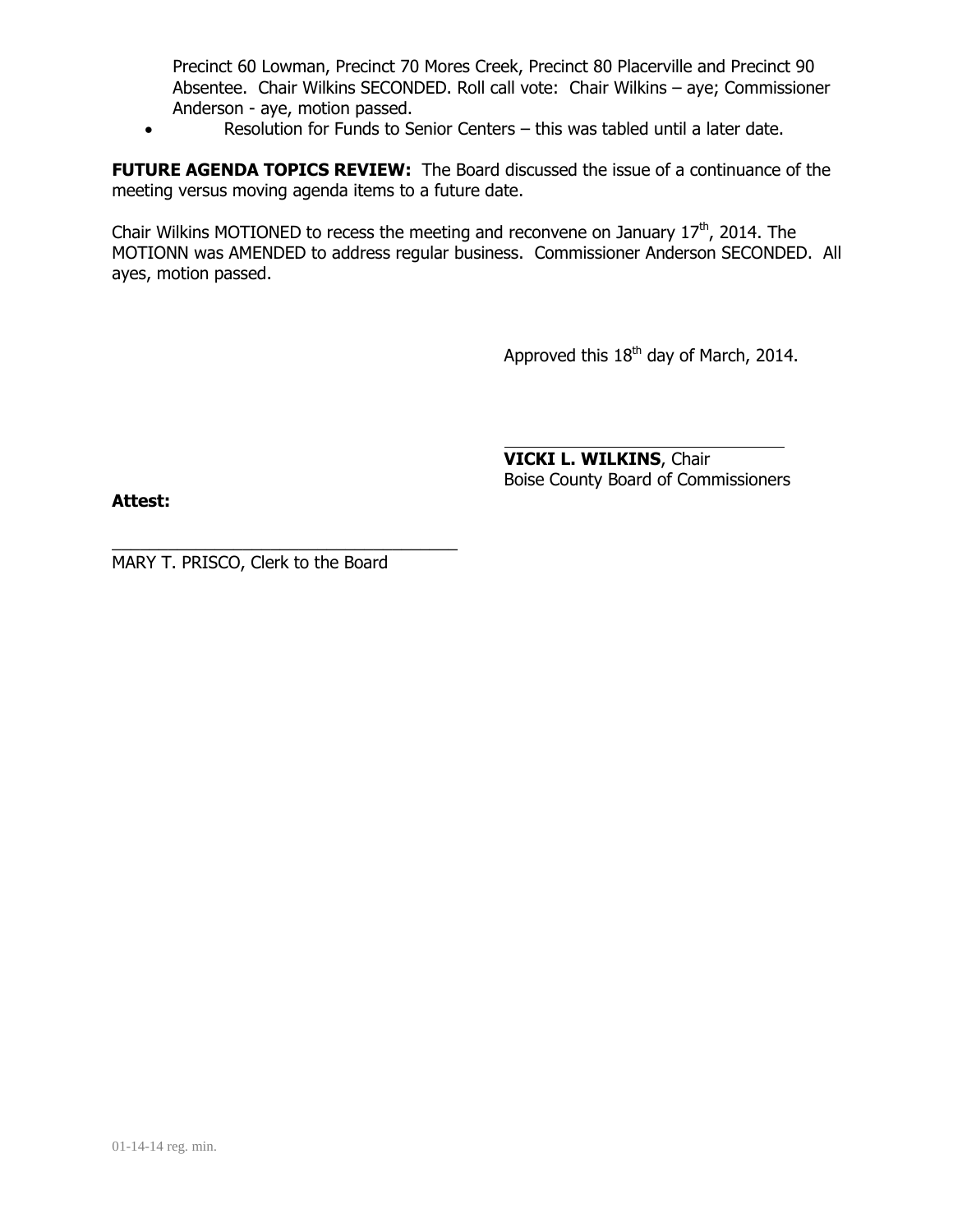Precinct 60 Lowman, Precinct 70 Mores Creek, Precinct 80 Placerville and Precinct 90 Absentee. Chair Wilkins SECONDED. Roll call vote: Chair Wilkins – aye; Commissioner Anderson - aye, motion passed.

- Resolution for Funds to Senior Centers – this was tabled until a later date.

**FUTURE AGENDA TOPICS REVIEW:** The Board discussed the issue of a continuance of the meeting versus moving agenda items to a future date.

Chair Wilkins MOTIONED to recess the meeting and reconvene on January 17th, 2014. The MOTIONN was AMENDED to address regular business. Commissioner Anderson SECONDED. All ayes, motion passed.

Approved this 18th day of March, 2014.

______________________________

**VICKI L. WILKINS**, Chair
Boise County Board of Commissioners

**Attest:**

______________________________

MARY T. PRISCO, Clerk to the Board